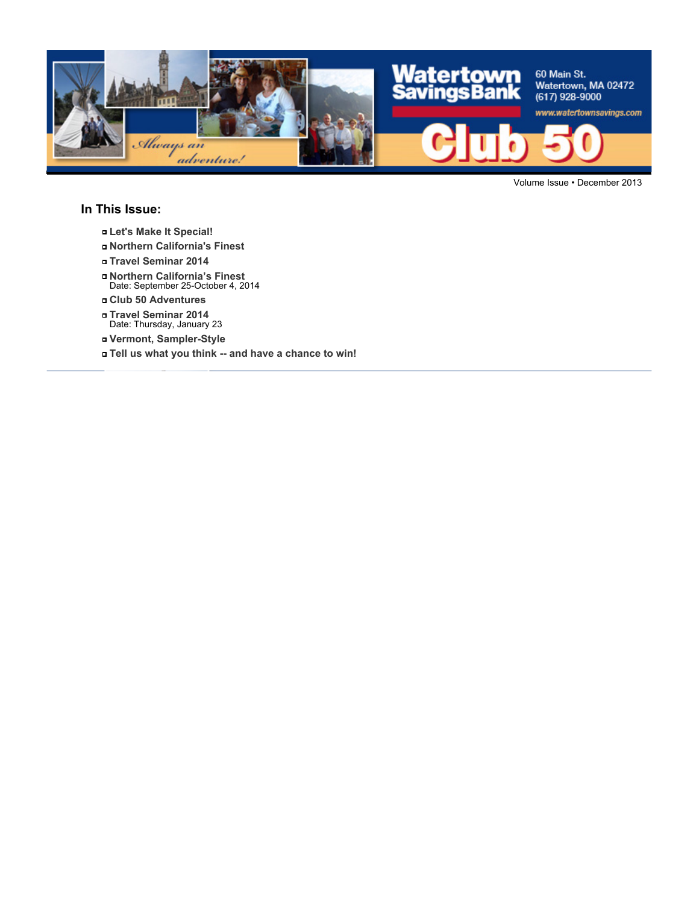Watertown Savings Bank

60 Main St.
Watertown, MA 02472
(617) 928-9000
www.watertownsavings.com

*Always an adventure!*

# Club 50

Volume Issue • December 2013

## In This Issue:

- **Let's Make It Special!**
- **Northern California's Finest**
- **Travel Seminar 2014**
- **Northern California's Finest**
  Date: September 25-October 4, 2014
- **Club 50 Adventures**
- **Travel Seminar 2014**
  Date: Thursday, January 23
- **Vermont, Sampler-Style**
- **Tell us what you think -- and have a chance to win!**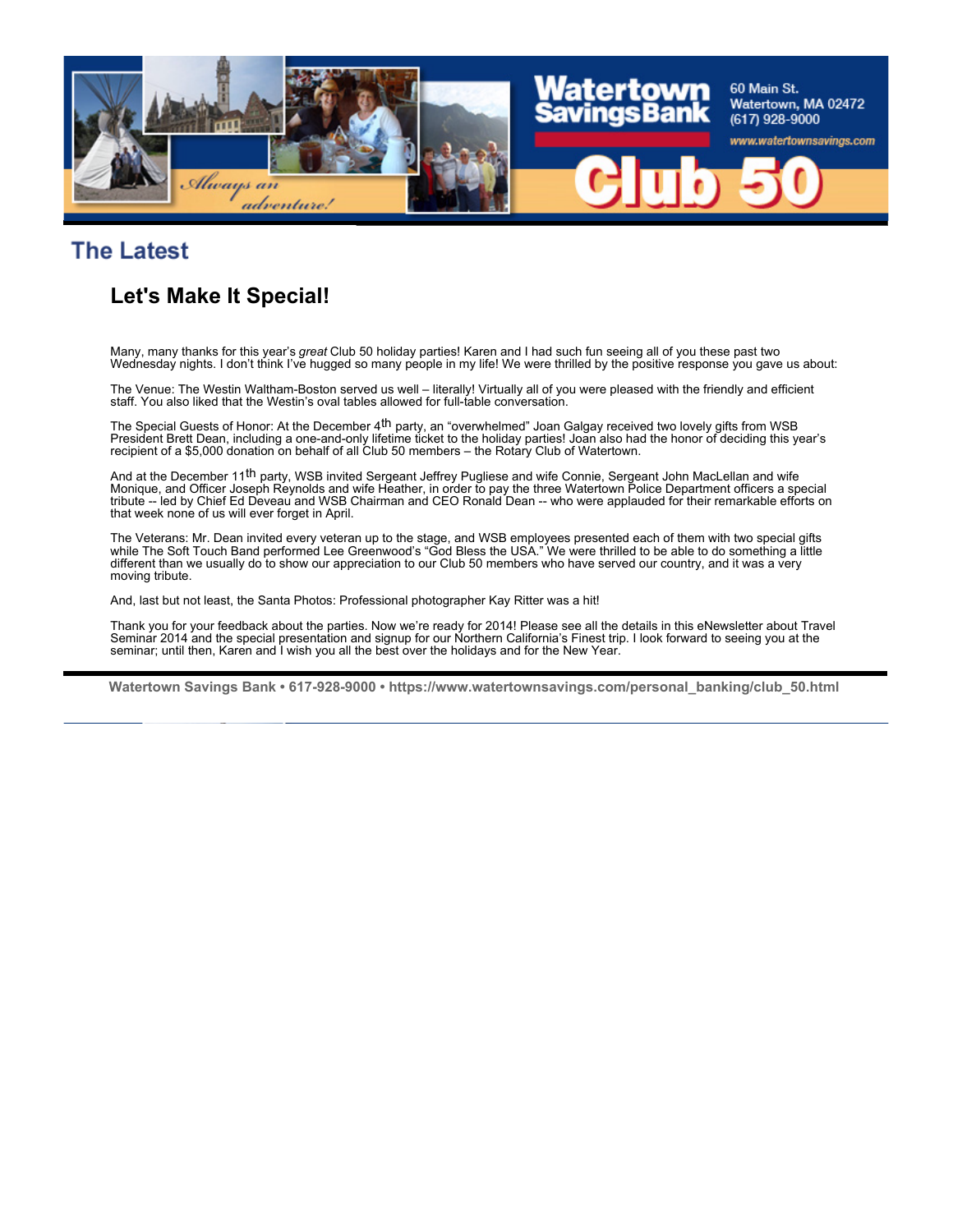## The Latest

### Let's Make It Special!

Many, many thanks for this year's *great* Club 50 holiday parties! Karen and I had such fun seeing all of you these past two Wednesday nights. I don't think I've hugged so many people in my life! We were thrilled by the positive response you gave us about:

The Venue: The Westin Waltham-Boston served us well – literally! Virtually all of you were pleased with the friendly and efficient staff. You also liked that the Westin's oval tables allowed for full-table conversation.

The Special Guests of Honor: At the December 4th party, an "overwhelmed" Joan Galgay received two lovely gifts from WSB President Brett Dean, including a one-and-only lifetime ticket to the holiday parties! Joan also had the honor of deciding this year's recipient of a $5,000 donation on behalf of all Club 50 members – the Rotary Club of Watertown.

And at the December 11th party, WSB invited Sergeant Jeffrey Pugliese and wife Connie, Sergeant John MacLellan and wife Monique, and Officer Joseph Reynolds and wife Heather, in order to pay the three Watertown Police Department officers a special tribute -- led by Chief Ed Deveau and WSB Chairman and CEO Ronald Dean -- who were applauded for their remarkable efforts on that week none of us will ever forget in April.

The Veterans: Mr. Dean invited every veteran up to the stage, and WSB employees presented each of them with two special gifts while The Soft Touch Band performed Lee Greenwood's "God Bless the USA." We were thrilled to be able to do something a little different than we usually do to show our appreciation to our Club 50 members who have served our country, and it was a very moving tribute.

And, last but not least, the Santa Photos: Professional photographer Kay Ritter was a hit!

Thank you for your feedback about the parties. Now we're ready for 2014! Please see all the details in this eNewsletter about Travel Seminar 2014 and the special presentation and signup for our Northern California's Finest trip. I look forward to seeing you at the seminar; until then, Karen and I wish you all the best over the holidays and for the New Year.

**Watertown Savings Bank • 617-928-9000 • https://www.watertownsavings.com/personal_banking/club_50.html**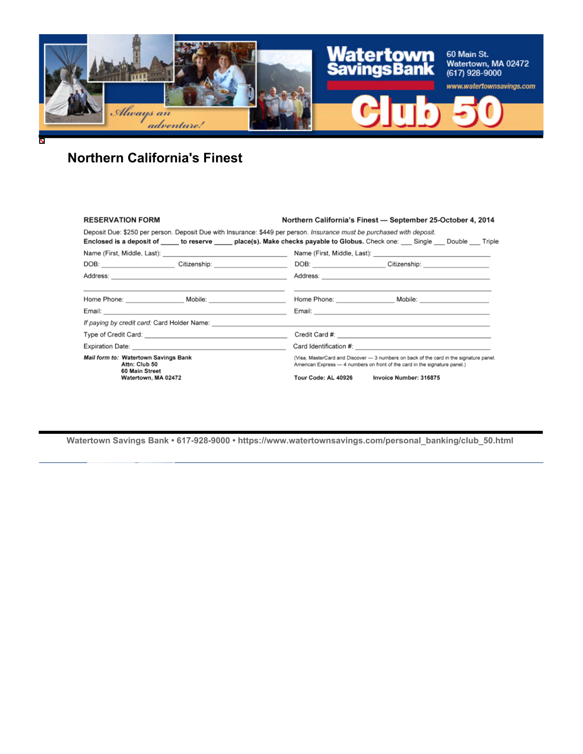Watertown Savings Bank

60 Main St.
Watertown, MA 02472
(617) 928-9000
www.watertownsavings.com

*Always an adventure!*

Club 50

## Northern California's Finest

**RESERVATION FORM** **Northern California's Finest — September 25-October 4, 2014**

Deposit Due: $250 per person. Deposit Due with Insurance: $449 per person. *Insurance must be purchased with deposit.*

**Enclosed is a deposit of _____ to reserve _____ place(s). Make checks payable to Globus.** Check one: ___ Single ___ Double ___ Triple

Name (First, Middle, Last): ______________________ Name (First, Middle, Last): ______________________

DOB: ______________ Citizenship: ______________ DOB: ______________ Citizenship: ______________

Address: ______________________ Address: ______________________

______________________ ______________________

Home Phone: ______________ Mobile: ______________ Home Phone: ______________ Mobile: ______________

Email: ______________________ Email: ______________________

*If paying by credit card:* Card Holder Name: ______________________

Type of Credit Card: ______________________ Credit Card #: ______________________

Expiration Date: ______________________ Card Identification #: ______________________

***Mail form to:*** **Watertown Savings Bank**
**Attn: Club 50**
**60 Main Street**
**Watertown, MA 02472**

(Visa, MasterCard and Discover — 3 numbers on back of the card in the signature panel. American Express — 4 numbers on front of the card in the signature panel.)

**Tour Code: AL 40926** **Invoice Number: 316875**

**Watertown Savings Bank • 617-928-9000 • https://www.watertownsavings.com/personal_banking/club_50.html**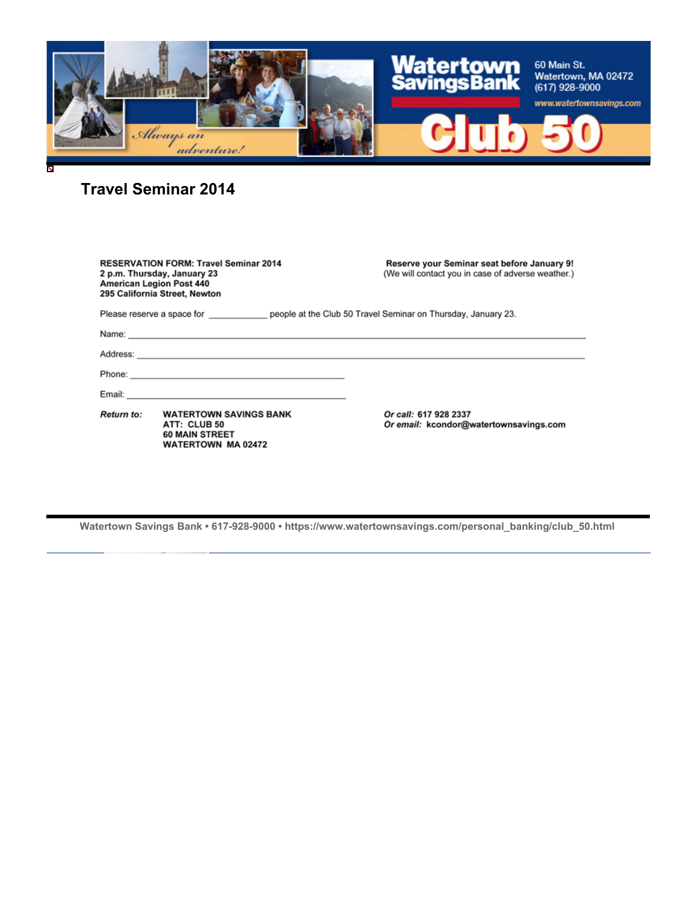# Travel Seminar 2014

**RESERVATION FORM: Travel Seminar 2014**
**2 p.m. Thursday, January 23**
**American Legion Post 440**
**295 California Street, Newton**

**Reserve your Seminar seat before January 9!**
(We will contact you in case of adverse weather.)

Please reserve a space for ____________ people at the Club 50 Travel Seminar on Thursday, January 23.

Name: ______________________________________________________________________________

Address: ____________________________________________________________________________

Phone: ____________________________________________

Email: _____________________________________________

***Return to:*** **WATERTOWN SAVINGS BANK**
**ATT: CLUB 50**
**60 MAIN STREET**
**WATERTOWN MA 02472**

***Or call:*** **617 928 2337**
***Or email:*** **kcondor@watertownsavings.com**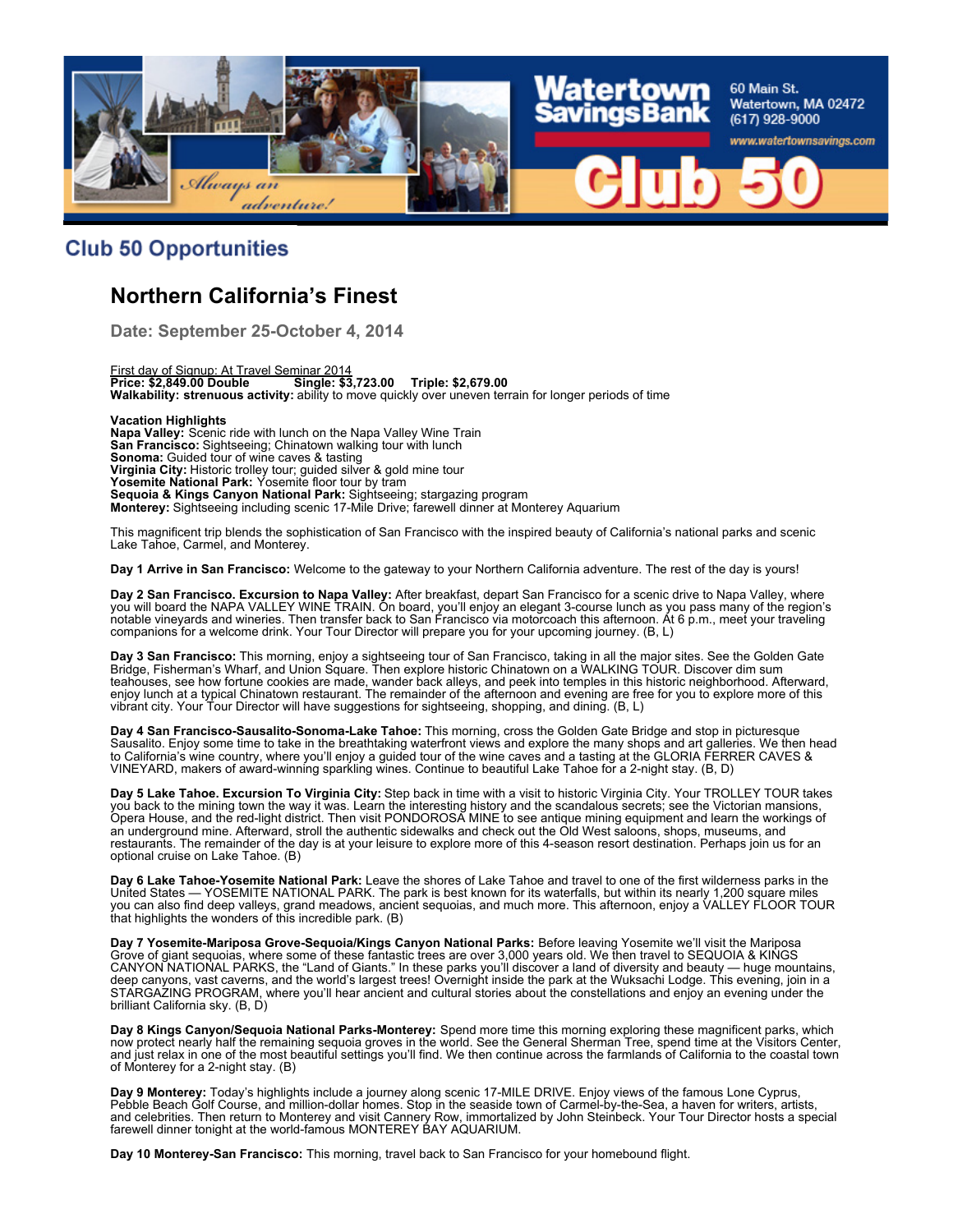## Club 50 Opportunities

# Northern California's Finest

**Date: September 25-October 4, 2014**

First day of Signup: At Travel Seminar 2014
**Price: $2,849.00 Double Single: $3,723.00 Triple: $2,679.00**
**Walkability: strenuous activity:** ability to move quickly over uneven terrain for longer periods of time

**Vacation Highlights**
**Napa Valley:** Scenic ride with lunch on the Napa Valley Wine Train
**San Francisco:** Sightseeing; Chinatown walking tour with lunch
**Sonoma:** Guided tour of wine caves & tasting
**Virginia City:** Historic trolley tour; guided silver & gold mine tour
**Yosemite National Park:** Yosemite floor tour by tram
**Sequoia & Kings Canyon National Park:** Sightseeing; stargazing program
**Monterey:** Sightseeing including scenic 17-Mile Drive; farewell dinner at Monterey Aquarium

This magnificent trip blends the sophistication of San Francisco with the inspired beauty of California's national parks and scenic Lake Tahoe, Carmel, and Monterey.

**Day 1 Arrive in San Francisco:** Welcome to the gateway to your Northern California adventure. The rest of the day is yours!

**Day 2 San Francisco. Excursion to Napa Valley:** After breakfast, depart San Francisco for a scenic drive to Napa Valley, where you will board the NAPA VALLEY WINE TRAIN. On board, you'll enjoy an elegant 3-course lunch as you pass many of the region's notable vineyards and wineries. Then transfer back to San Francisco via motorcoach this afternoon. At 6 p.m., meet your traveling companions for a welcome drink. Your Tour Director will prepare you for your upcoming journey. (B, L)

**Day 3 San Francisco:** This morning, enjoy a sightseeing tour of San Francisco, taking in all the major sites. See the Golden Gate Bridge, Fisherman's Wharf, and Union Square. Then explore historic Chinatown on a WALKING TOUR. Discover dim sum teahouses, see how fortune cookies are made, wander back alleys, and peek into temples in this historic neighborhood. Afterward, enjoy lunch at a typical Chinatown restaurant. The remainder of the afternoon and evening are free for you to explore more of this vibrant city. Your Tour Director will have suggestions for sightseeing, shopping, and dining. (B, L)

**Day 4 San Francisco-Sausalito-Sonoma-Lake Tahoe:** This morning, cross the Golden Gate Bridge and stop in picturesque Sausalito. Enjoy some time to take in the breathtaking waterfront views and explore the many shops and art galleries. We then head to California's wine country, where you'll enjoy a guided tour of the wine caves and a tasting at the GLORIA FERRER CAVES & VINEYARD, makers of award-winning sparkling wines. Continue to beautiful Lake Tahoe for a 2-night stay. (B, D)

**Day 5 Lake Tahoe. Excursion To Virginia City:** Step back in time with a visit to historic Virginia City. Your TROLLEY TOUR takes you back to the mining town the way it was. Learn the interesting history and the scandalous secrets; see the Victorian mansions, Opera House, and the red-light district. Then visit PONDOROSA MINE to see antique mining equipment and learn the workings of an underground mine. Afterward, stroll the authentic sidewalks and check out the Old West saloons, shops, museums, and restaurants. The remainder of the day is at your leisure to explore more of this 4-season resort destination. Perhaps join us for an optional cruise on Lake Tahoe. (B)

**Day 6 Lake Tahoe-Yosemite National Park:** Leave the shores of Lake Tahoe and travel to one of the first wilderness parks in the United States — YOSEMITE NATIONAL PARK. The park is best known for its waterfalls, but within its nearly 1,200 square miles you can also find deep valleys, grand meadows, ancient sequoias, and much more. This afternoon, enjoy a VALLEY FLOOR TOUR that highlights the wonders of this incredible park. (B)

**Day 7 Yosemite-Mariposa Grove-Sequoia/Kings Canyon National Parks:** Before leaving Yosemite we'll visit the Mariposa Grove of giant sequoias, where some of these fantastic trees are over 3,000 years old. We then travel to SEQUOIA & KINGS CANYON NATIONAL PARKS, the "Land of Giants." In these parks you'll discover a land of diversity and beauty — huge mountains, deep canyons, vast caverns, and the world's largest trees! Overnight inside the park at the Wuksachi Lodge. This evening, join in a STARGAZING PROGRAM, where you'll hear ancient and cultural stories about the constellations and enjoy an evening under the brilliant California sky. (B, D)

**Day 8 Kings Canyon/Sequoia National Parks-Monterey:** Spend more time this morning exploring these magnificent parks, which now protect nearly half the remaining sequoia groves in the world. See the General Sherman Tree, spend time at the Visitors Center, and just relax in one of the most beautiful settings you'll find. We then continue across the farmlands of California to the coastal town of Monterey for a 2-night stay. (B)

**Day 9 Monterey:** Today's highlights include a journey along scenic 17-MILE DRIVE. Enjoy views of the famous Lone Cyprus, Pebble Beach Golf Course, and million-dollar homes. Stop in the seaside town of Carmel-by-the-Sea, a haven for writers, artists, and celebrities. Then return to Monterey and visit Cannery Row, immortalized by John Steinbeck. Your Tour Director hosts a special farewell dinner tonight at the world-famous MONTEREY BAY AQUARIUM.

**Day 10 Monterey-San Francisco:** This morning, travel back to San Francisco for your homebound flight.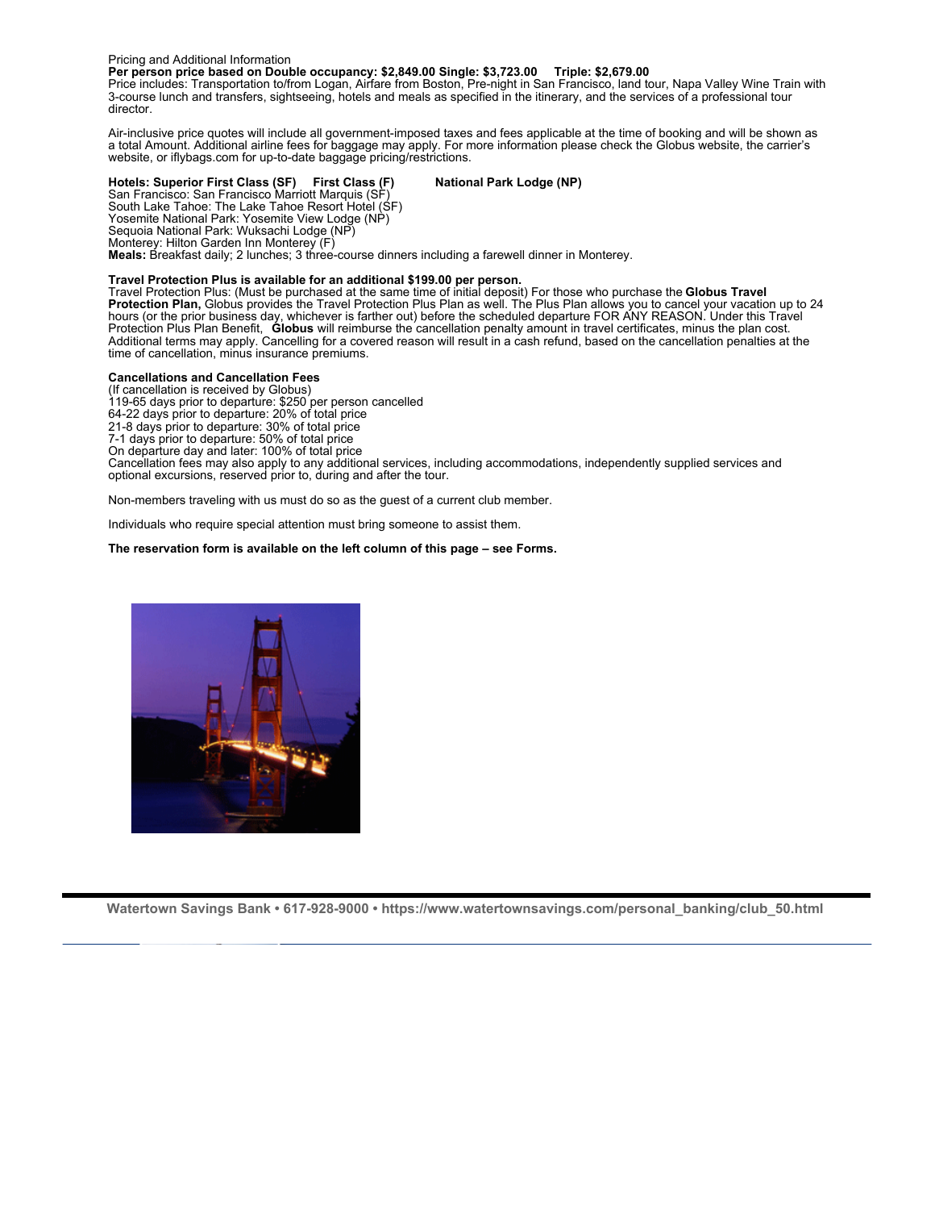Pricing and Additional Information

**Per person price based on Double occupancy: $2,849.00 Single: $3,723.00 Triple: $2,679.00**

Price includes: Transportation to/from Logan, Airfare from Boston, Pre-night in San Francisco, land tour, Napa Valley Wine Train with 3-course lunch and transfers, sightseeing, hotels and meals as specified in the itinerary, and the services of a professional tour director.

Air-inclusive price quotes will include all government-imposed taxes and fees applicable at the time of booking and will be shown as a total Amount. Additional airline fees for baggage may apply. For more information please check the Globus website, the carrier's website, or iflybags.com for up-to-date baggage pricing/restrictions.

**Hotels: Superior First Class (SF) First Class (F) National Park Lodge (NP)**

San Francisco: San Francisco Marriott Marquis (SF)
South Lake Tahoe: The Lake Tahoe Resort Hotel (SF)
Yosemite National Park: Yosemite View Lodge (NP)
Sequoia National Park: Wuksachi Lodge (NP)
Monterey: Hilton Garden Inn Monterey (F)
**Meals:** Breakfast daily; 2 lunches; 3 three-course dinners including a farewell dinner in Monterey.

**Travel Protection Plus is available for an additional $199.00 per person.**

Travel Protection Plus: (Must be purchased at the same time of initial deposit) For those who purchase the **Globus Travel Protection Plan,** Globus provides the Travel Protection Plus Plan as well. The Plus Plan allows you to cancel your vacation up to 24 hours (or the prior business day, whichever is farther out) before the scheduled departure FOR ANY REASON. Under this Travel Protection Plus Plan Benefit, **Globus** will reimburse the cancellation penalty amount in travel certificates, minus the plan cost. Additional terms may apply. Cancelling for a covered reason will result in a cash refund, based on the cancellation penalties at the time of cancellation, minus insurance premiums.

**Cancellations and Cancellation Fees**

(If cancellation is received by Globus)
119-65 days prior to departure: $250 per person cancelled
64-22 days prior to departure: 20% of total price
21-8 days prior to departure: 30% of total price
7-1 days prior to departure: 50% of total price
On departure day and later: 100% of total price
Cancellation fees may also apply to any additional services, including accommodations, independently supplied services and optional excursions, reserved prior to, during and after the tour.

Non-members traveling with us must do so as the guest of a current club member.

Individuals who require special attention must bring someone to assist them.

**The reservation form is available on the left column of this page – see Forms.**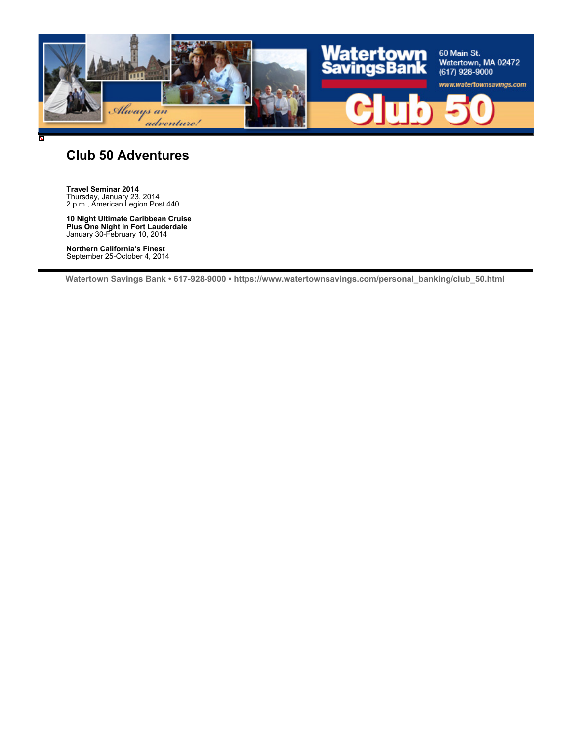# Club 50 Adventures

**Travel Seminar 2014**
Thursday, January 23, 2014
2 p.m., American Legion Post 440

**10 Night Ultimate Caribbean Cruise**
**Plus One Night in Fort Lauderdale**
January 30-February 10, 2014

**Northern California's Finest**
September 25-October 4, 2014

**Watertown Savings Bank • 617-928-9000 • https://www.watertownsavings.com/personal_banking/club_50.html**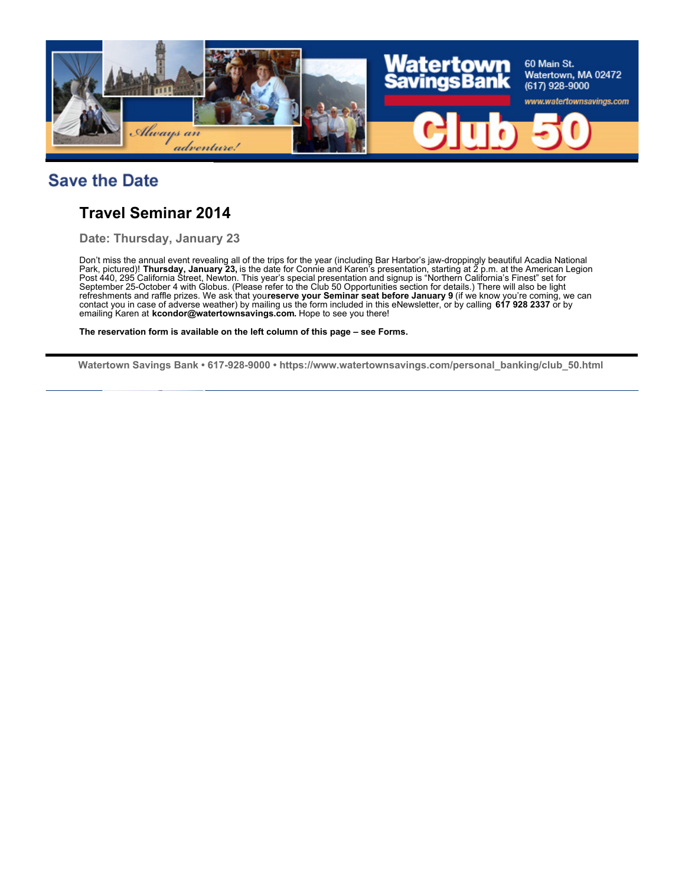Watertown Savings Bank

60 Main St.
Watertown, MA 02472
(617) 928-9000

www.watertownsavings.com

Always an adventure!

Club 50

## Save the Date

### Travel Seminar 2014

**Date: Thursday, January 23**

Don't miss the annual event revealing all of the trips for the year (including Bar Harbor's jaw-droppingly beautiful Acadia National Park, pictured)! **Thursday, January 23,** is the date for Connie and Karen's presentation, starting at 2 p.m. at the American Legion Post 440, 295 California Street, Newton. This year's special presentation and signup is "Northern California's Finest" set for September 25-October 4 with Globus. (Please refer to the Club 50 Opportunities section for details.) There will also be light refreshments and raffle prizes. We ask that you**reserve your Seminar seat before January 9** (if we know you're coming, we can contact you in case of adverse weather) by mailing us the form included in this eNewsletter, or by calling **617 928 2337** or by emailing Karen at **kcondor@watertownsavings.com.** Hope to see you there!

**The reservation form is available on the left column of this page – see Forms.**

---

Watertown Savings Bank • 617-928-9000 • https://www.watertownsavings.com/personal_banking/club_50.html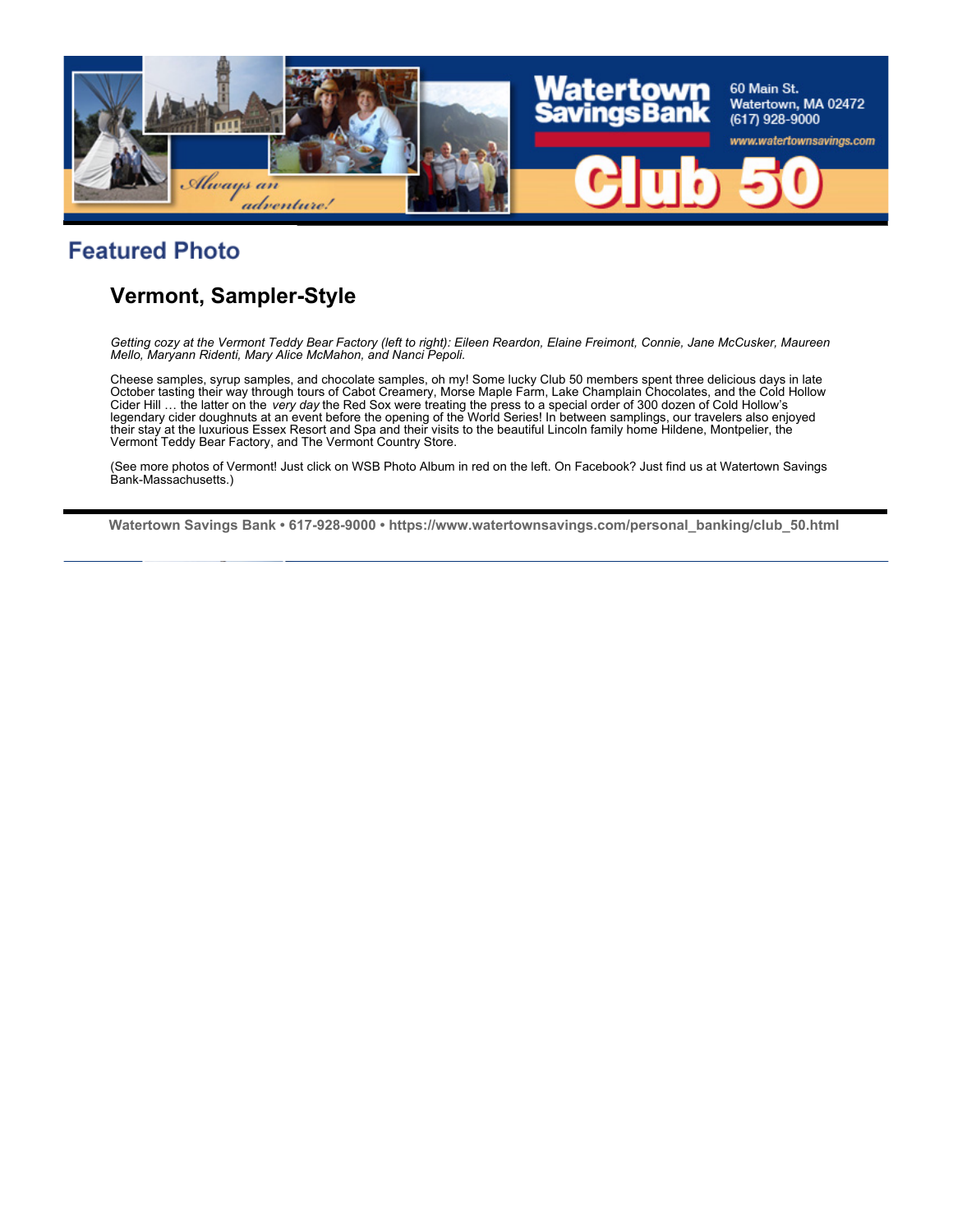## Featured Photo

### Vermont, Sampler-Style

*Getting cozy at the Vermont Teddy Bear Factory (left to right): Eileen Reardon, Elaine Freimont, Connie, Jane McCusker, Maureen Mello, Maryann Ridenti, Mary Alice McMahon, and Nanci Pepoli.*

Cheese samples, syrup samples, and chocolate samples, oh my! Some lucky Club 50 members spent three delicious days in late October tasting their way through tours of Cabot Creamery, Morse Maple Farm, Lake Champlain Chocolates, and the Cold Hollow Cider Hill … the latter on the *very day* the Red Sox were treating the press to a special order of 300 dozen of Cold Hollow's legendary cider doughnuts at an event before the opening of the World Series! In between samplings, our travelers also enjoyed their stay at the luxurious Essex Resort and Spa and their visits to the beautiful Lincoln family home Hildene, Montpelier, the Vermont Teddy Bear Factory, and The Vermont Country Store.

(See more photos of Vermont! Just click on WSB Photo Album in red on the left. On Facebook? Just find us at Watertown Savings Bank-Massachusetts.)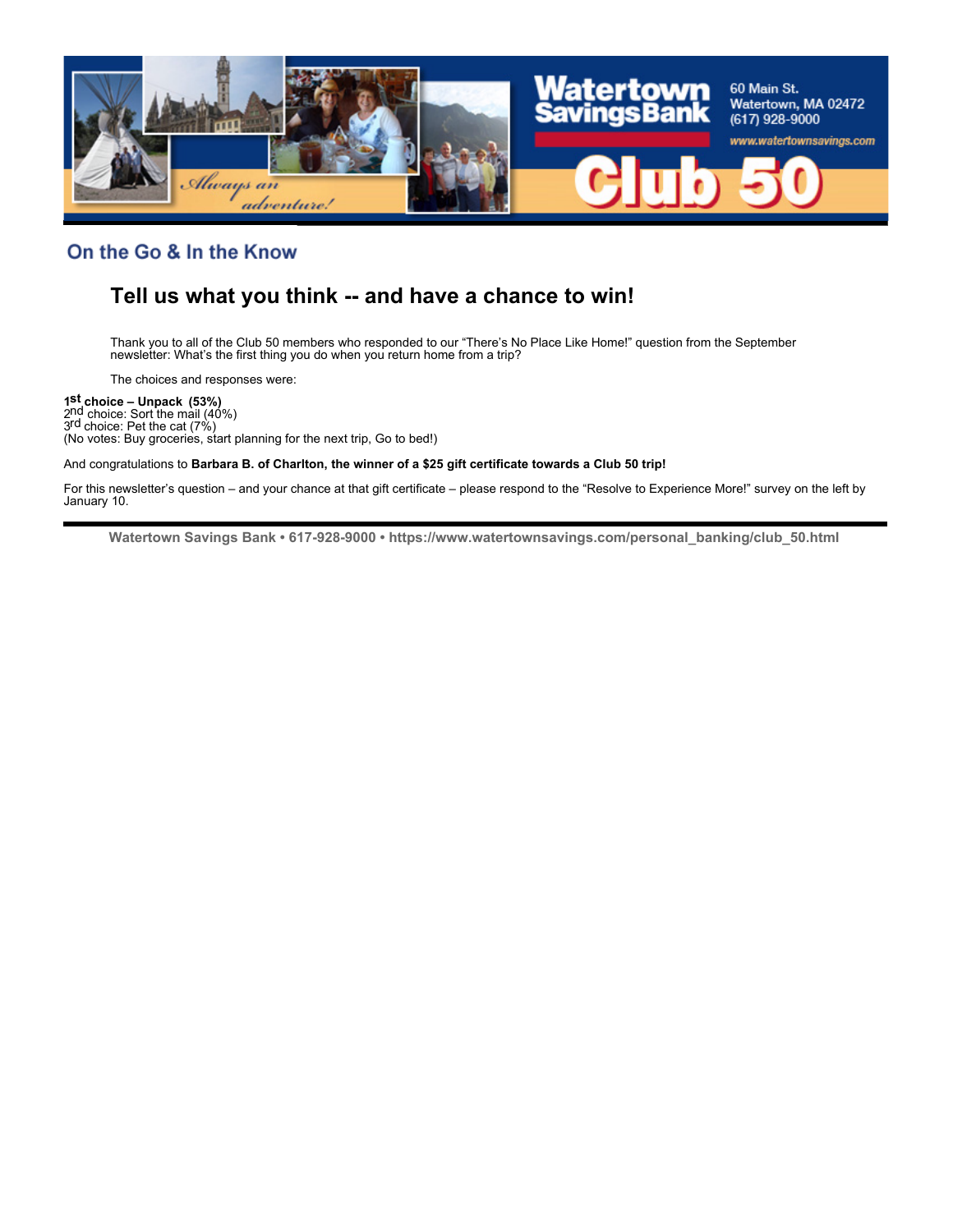## On the Go & In the Know

### Tell us what you think -- and have a chance to win!

Thank you to all of the Club 50 members who responded to our "There's No Place Like Home!" question from the September newsletter: What's the first thing you do when you return home from a trip?

The choices and responses were:

**1st choice – Unpack (53%)**
2nd choice: Sort the mail (40%)
3rd choice: Pet the cat (7%)
(No votes: Buy groceries, start planning for the next trip, Go to bed!)

And congratulations to **Barbara B. of Charlton, the winner of a $25 gift certificate towards a Club 50 trip!**

For this newsletter's question – and your chance at that gift certificate – please respond to the "Resolve to Experience More!" survey on the left by January 10.

**Watertown Savings Bank • 617-928-9000 • https://www.watertownsavings.com/personal_banking/club_50.html**